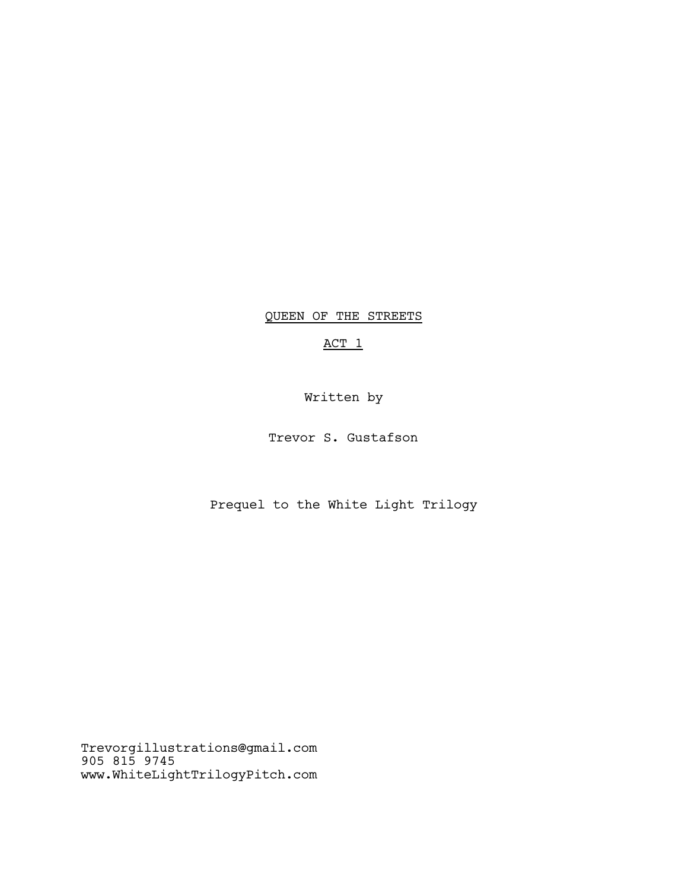# QUEEN OF THE STREETS

## ACT 1

Written by

Trevor S. Gustafson

Prequel to the White Light Trilogy

Trevorgillustrations@gmail.com
905 815 9745
www.WhiteLightTrilogyPitch.com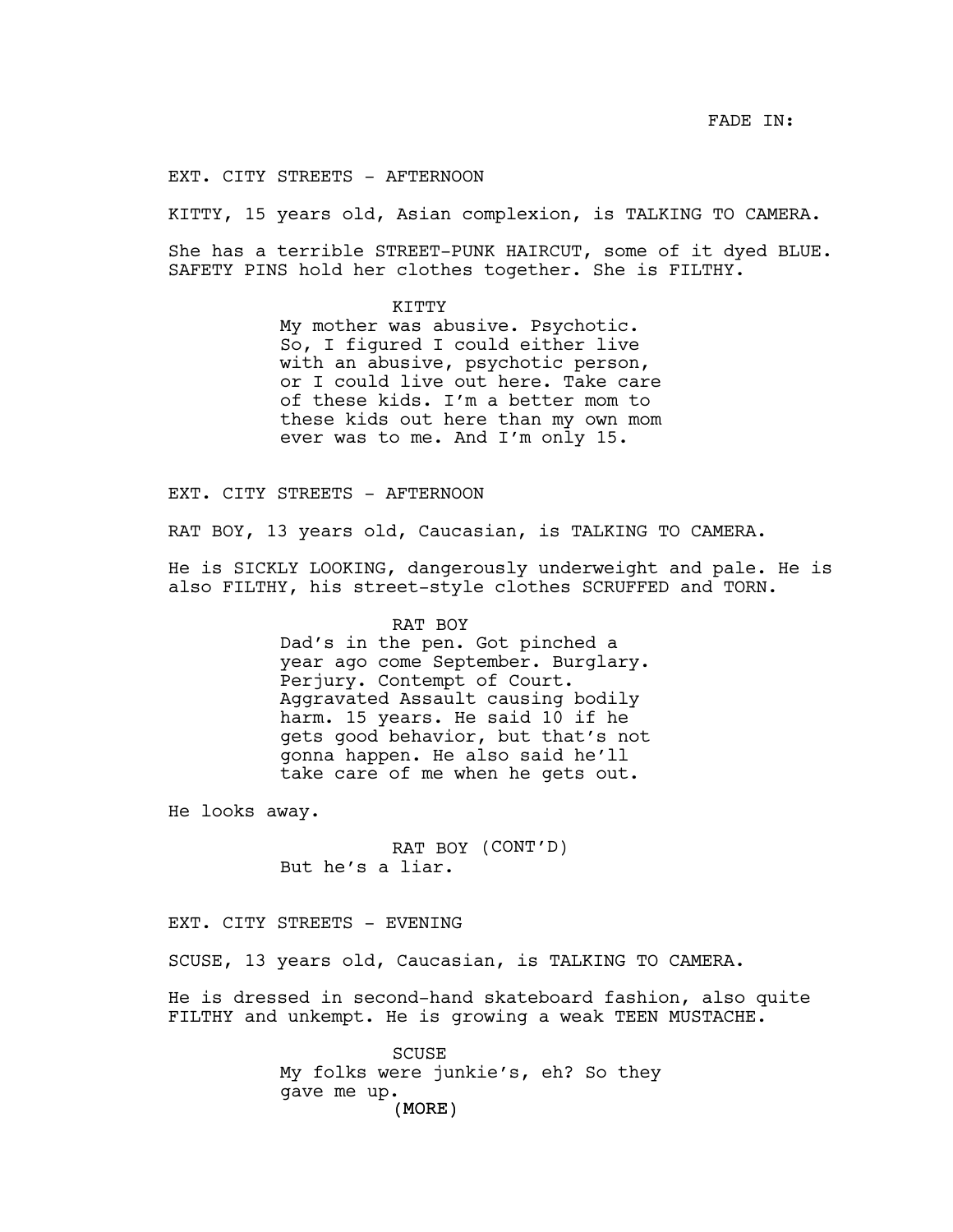FADE IN:

EXT. CITY STREETS - AFTERNOON

KITTY, 15 years old, Asian complexion, is TALKING TO CAMERA.

She has a terrible STREET-PUNK HAIRCUT, some of it dyed BLUE. SAFETY PINS hold her clothes together. She is FILTHY.

KITTY
My mother was abusive. Psychotic. So, I figured I could either live with an abusive, psychotic person, or I could live out here. Take care of these kids. I'm a better mom to these kids out here than my own mom ever was to me. And I'm only 15.

EXT. CITY STREETS - AFTERNOON

RAT BOY, 13 years old, Caucasian, is TALKING TO CAMERA.

He is SICKLY LOOKING, dangerously underweight and pale. He is also FILTHY, his street-style clothes SCRUFFED and TORN.

RAT BOY
Dad's in the pen. Got pinched a year ago come September. Burglary. Perjury. Contempt of Court. Aggravated Assault causing bodily harm. 15 years. He said 10 if he gets good behavior, but that's not gonna happen. He also said he'll take care of me when he gets out.

He looks away.

RAT BOY (CONT'D)
But he's a liar.

EXT. CITY STREETS - EVENING

SCUSE, 13 years old, Caucasian, is TALKING TO CAMERA.

He is dressed in second-hand skateboard fashion, also quite FILTHY and unkempt. He is growing a weak TEEN MUSTACHE.

SCUSE
My folks were junkie's, eh? So they gave me up.
(MORE)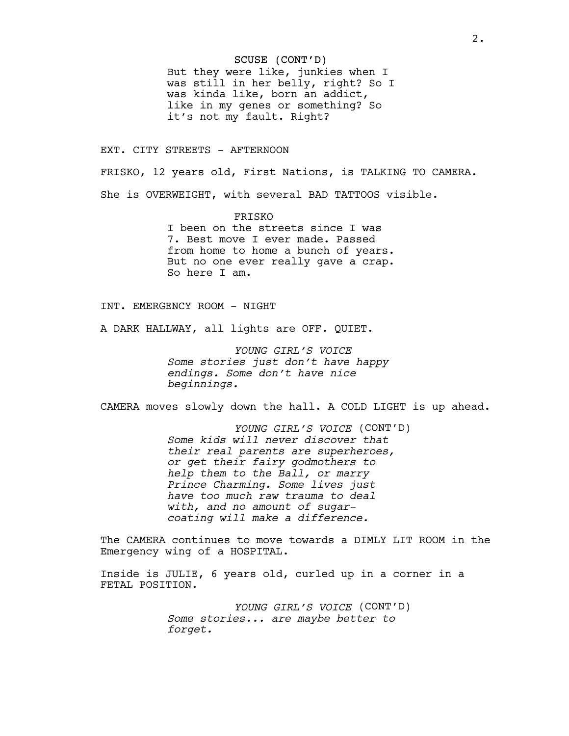SCUSE (CONT'D)
But they were like, junkies when I was still in her belly, right? So I was kinda like, born an addict, like in my genes or something? So it's not my fault. Right?

EXT. CITY STREETS - AFTERNOON

FRISKO, 12 years old, First Nations, is TALKING TO CAMERA.

She is OVERWEIGHT, with several BAD TATTOOS visible.

FRISKO
I been on the streets since I was 7. Best move I ever made. Passed from home to home a bunch of years. But no one ever really gave a crap. So here I am.

INT. EMERGENCY ROOM - NIGHT

A DARK HALLWAY, all lights are OFF. QUIET.

*YOUNG GIRL'S VOICE*
*Some stories just don't have happy endings. Some don't have nice beginnings.*

CAMERA moves slowly down the hall. A COLD LIGHT is up ahead.

*YOUNG GIRL'S VOICE* (CONT'D)
*Some kids will never discover that their real parents are superheroes, or get their fairy godmothers to help them to the Ball, or marry Prince Charming. Some lives just have too much raw trauma to deal with, and no amount of sugar-coating will make a difference.*

The CAMERA continues to move towards a DIMLY LIT ROOM in the Emergency wing of a HOSPITAL.

Inside is JULIE, 6 years old, curled up in a corner in a FETAL POSITION.

*YOUNG GIRL'S VOICE* (CONT'D)
*Some stories... are maybe better to forget.*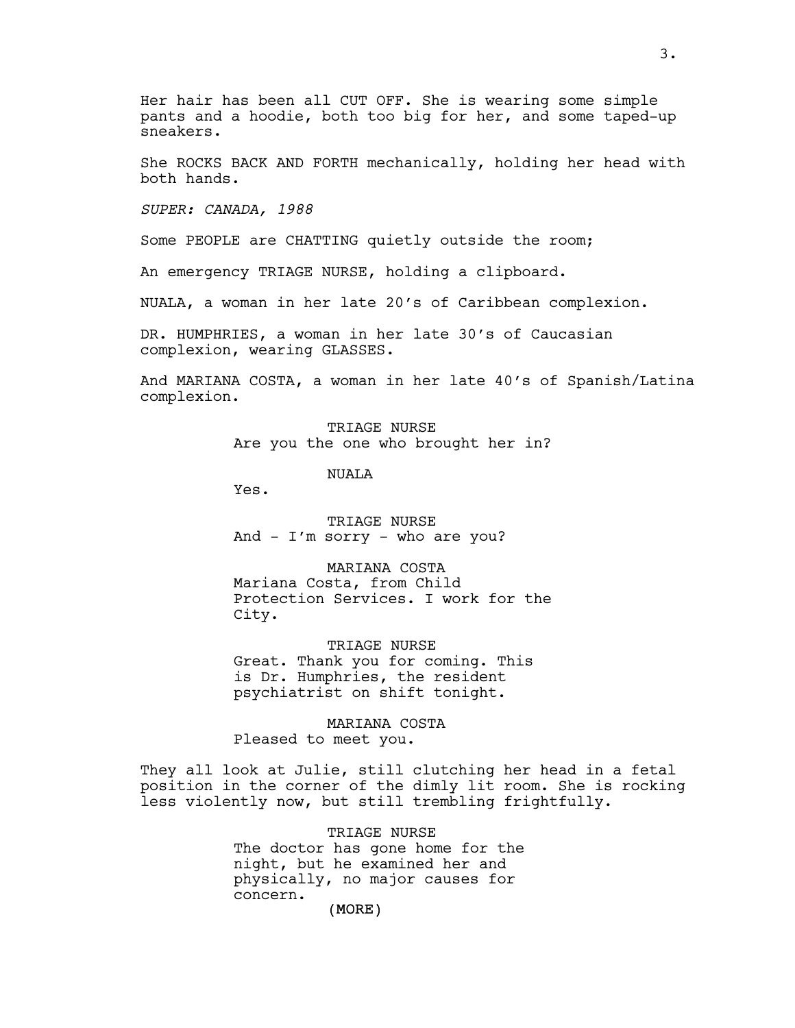Her hair has been all CUT OFF. She is wearing some simple pants and a hoodie, both too big for her, and some taped-up sneakers.

She ROCKS BACK AND FORTH mechanically, holding her head with both hands.

*SUPER: CANADA, 1988*

Some PEOPLE are CHATTING quietly outside the room;

An emergency TRIAGE NURSE, holding a clipboard.

NUALA, a woman in her late 20's of Caribbean complexion.

DR. HUMPHRIES, a woman in her late 30's of Caucasian complexion, wearing GLASSES.

And MARIANA COSTA, a woman in her late 40's of Spanish/Latina complexion.

TRIAGE NURSE
Are you the one who brought her in?

NUALA
Yes.

TRIAGE NURSE
And - I'm sorry - who are you?

MARIANA COSTA
Mariana Costa, from Child Protection Services. I work for the City.

TRIAGE NURSE
Great. Thank you for coming. This is Dr. Humphries, the resident psychiatrist on shift tonight.

MARIANA COSTA
Pleased to meet you.

They all look at Julie, still clutching her head in a fetal position in the corner of the dimly lit room. She is rocking less violently now, but still trembling frightfully.

TRIAGE NURSE
The doctor has gone home for the night, but he examined her and physically, no major causes for concern.
(MORE)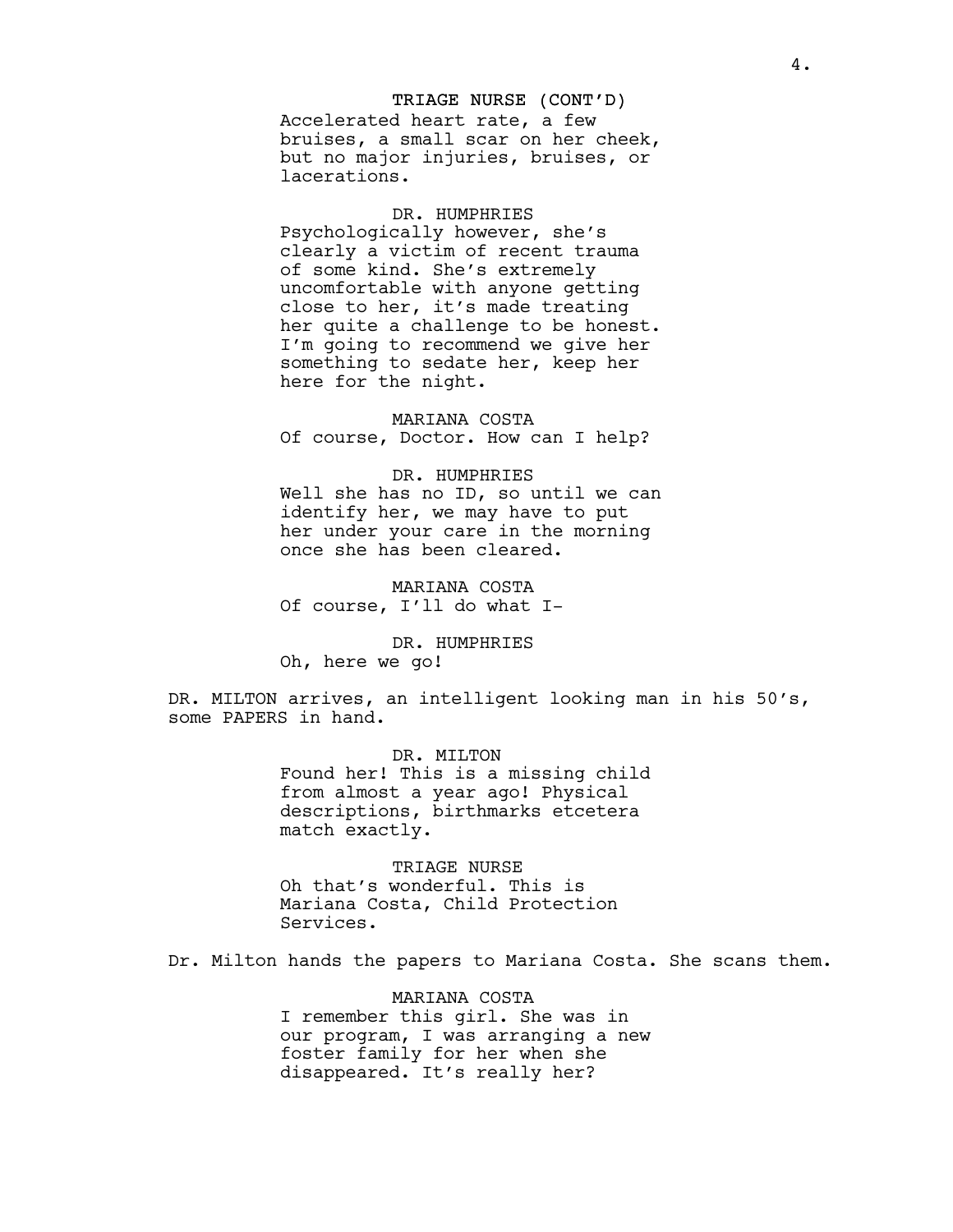TRIAGE NURSE (CONT'D)
Accelerated heart rate, a few bruises, a small scar on her cheek, but no major injuries, bruises, or lacerations.

DR. HUMPHRIES
Psychologically however, she's clearly a victim of recent trauma of some kind. She's extremely uncomfortable with anyone getting close to her, it's made treating her quite a challenge to be honest. I'm going to recommend we give her something to sedate her, keep her here for the night.

MARIANA COSTA
Of course, Doctor. How can I help?

DR. HUMPHRIES
Well she has no ID, so until we can identify her, we may have to put her under your care in the morning once she has been cleared.

MARIANA COSTA
Of course, I'll do what I-

DR. HUMPHRIES
Oh, here we go!

DR. MILTON arrives, an intelligent looking man in his 50's, some PAPERS in hand.

DR. MILTON
Found her! This is a missing child from almost a year ago! Physical descriptions, birthmarks etcetera match exactly.

TRIAGE NURSE
Oh that's wonderful. This is Mariana Costa, Child Protection Services.

Dr. Milton hands the papers to Mariana Costa. She scans them.

MARIANA COSTA
I remember this girl. She was in our program, I was arranging a new foster family for her when she disappeared. It's really her?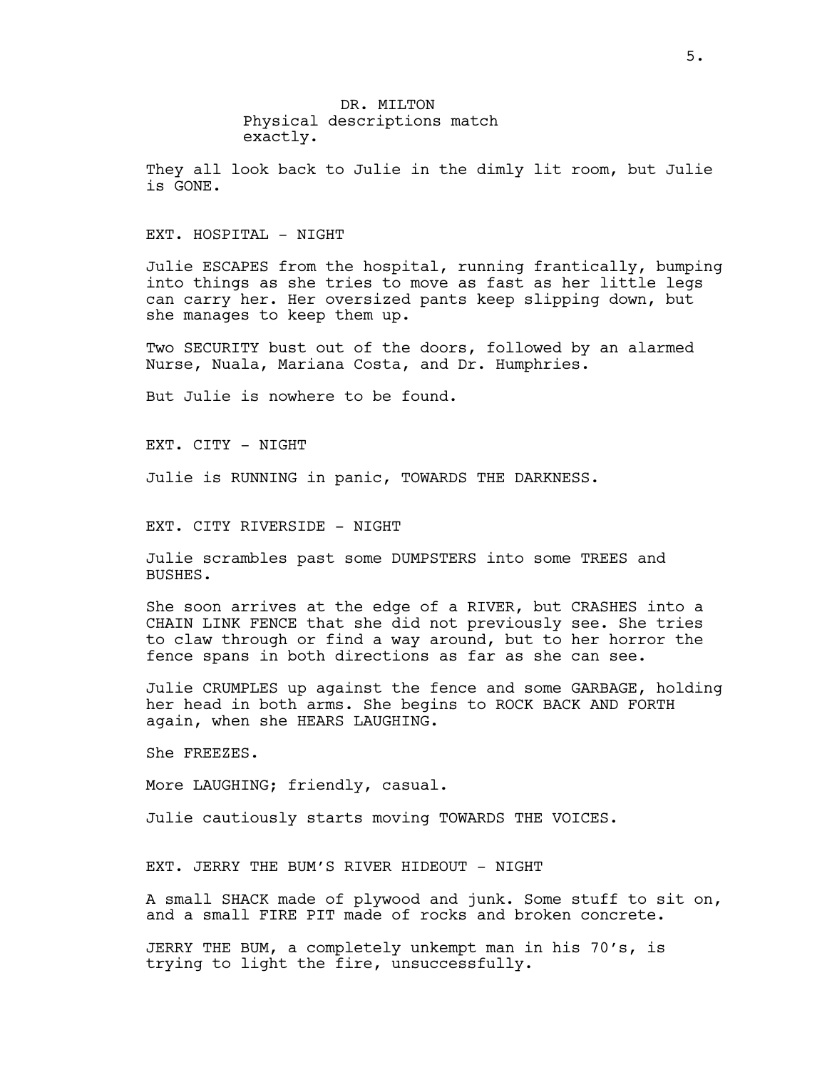DR. MILTON
Physical descriptions match exactly.

They all look back to Julie in the dimly lit room, but Julie is GONE.

EXT. HOSPITAL - NIGHT

Julie ESCAPES from the hospital, running frantically, bumping into things as she tries to move as fast as her little legs can carry her. Her oversized pants keep slipping down, but she manages to keep them up.

Two SECURITY bust out of the doors, followed by an alarmed Nurse, Nuala, Mariana Costa, and Dr. Humphries.

But Julie is nowhere to be found.

EXT. CITY - NIGHT

Julie is RUNNING in panic, TOWARDS THE DARKNESS.

EXT. CITY RIVERSIDE - NIGHT

Julie scrambles past some DUMPSTERS into some TREES and BUSHES.

She soon arrives at the edge of a RIVER, but CRASHES into a CHAIN LINK FENCE that she did not previously see. She tries to claw through or find a way around, but to her horror the fence spans in both directions as far as she can see.

Julie CRUMPLES up against the fence and some GARBAGE, holding her head in both arms. She begins to ROCK BACK AND FORTH again, when she HEARS LAUGHING.

She FREEZES.

More LAUGHING; friendly, casual.

Julie cautiously starts moving TOWARDS THE VOICES.

EXT. JERRY THE BUM'S RIVER HIDEOUT - NIGHT

A small SHACK made of plywood and junk. Some stuff to sit on, and a small FIRE PIT made of rocks and broken concrete.

JERRY THE BUM, a completely unkempt man in his 70's, is trying to light the fire, unsuccessfully.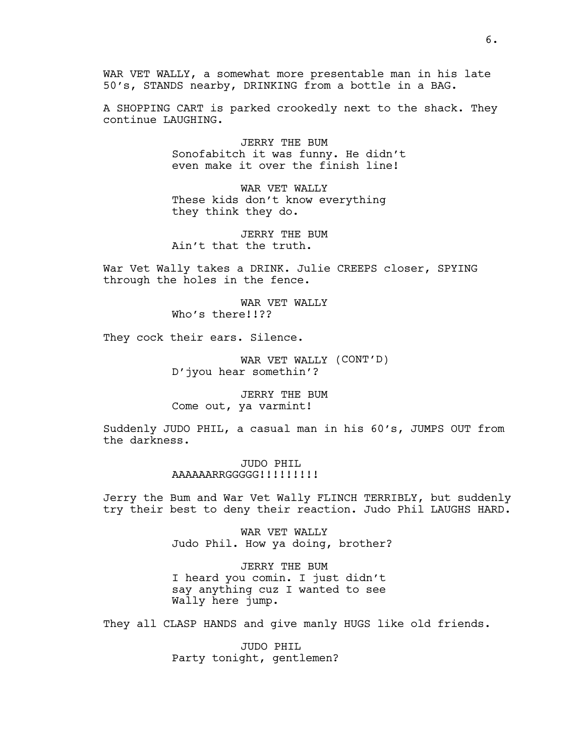WAR VET WALLY, a somewhat more presentable man in his late 50's, STANDS nearby, DRINKING from a bottle in a BAG.

A SHOPPING CART is parked crookedly next to the shack. They continue LAUGHING.

JERRY THE BUM
Sonofabitch it was funny. He didn't even make it over the finish line!

WAR VET WALLY
These kids don't know everything they think they do.

JERRY THE BUM
Ain't that the truth.

War Vet Wally takes a DRINK. Julie CREEPS closer, SPYING through the holes in the fence.

WAR VET WALLY
Who's there!!??

They cock their ears. Silence.

WAR VET WALLY (CONT'D)
D'jyou hear somethin'?

JERRY THE BUM
Come out, ya varmint!

Suddenly JUDO PHIL, a casual man in his 60's, JUMPS OUT from the darkness.

JUDO PHIL
AAAAAARRGGGGG!!!!!!!!!

Jerry the Bum and War Vet Wally FLINCH TERRIBLY, but suddenly try their best to deny their reaction. Judo Phil LAUGHS HARD.

WAR VET WALLY
Judo Phil. How ya doing, brother?

JERRY THE BUM
I heard you comin. I just didn't say anything cuz I wanted to see Wally here jump.

They all CLASP HANDS and give manly HUGS like old friends.

JUDO PHIL
Party tonight, gentlemen?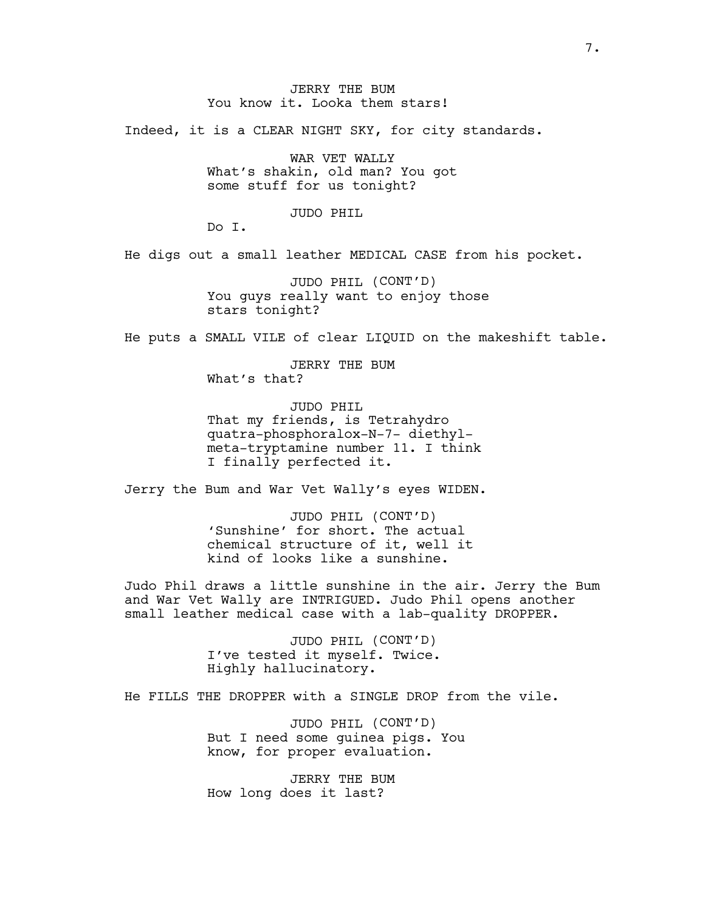JERRY THE BUM
You know it. Looka them stars!

Indeed, it is a CLEAR NIGHT SKY, for city standards.

WAR VET WALLY
What's shakin, old man? You got some stuff for us tonight?

JUDO PHIL
Do I.

He digs out a small leather MEDICAL CASE from his pocket.

JUDO PHIL (CONT'D)
You guys really want to enjoy those stars tonight?

He puts a SMALL VILE of clear LIQUID on the makeshift table.

JERRY THE BUM
What's that?

JUDO PHIL
That my friends, is Tetrahydro quatra-phosphoralox-N-7- diethyl-meta-tryptamine number 11. I think I finally perfected it.

Jerry the Bum and War Vet Wally's eyes WIDEN.

JUDO PHIL (CONT'D)
'Sunshine' for short. The actual chemical structure of it, well it kind of looks like a sunshine.

Judo Phil draws a little sunshine in the air. Jerry the Bum and War Vet Wally are INTRIGUED. Judo Phil opens another small leather medical case with a lab-quality DROPPER.

JUDO PHIL (CONT'D)
I've tested it myself. Twice. Highly hallucinatory.

He FILLS THE DROPPER with a SINGLE DROP from the vile.

JUDO PHIL (CONT'D)
But I need some guinea pigs. You know, for proper evaluation.

JERRY THE BUM
How long does it last?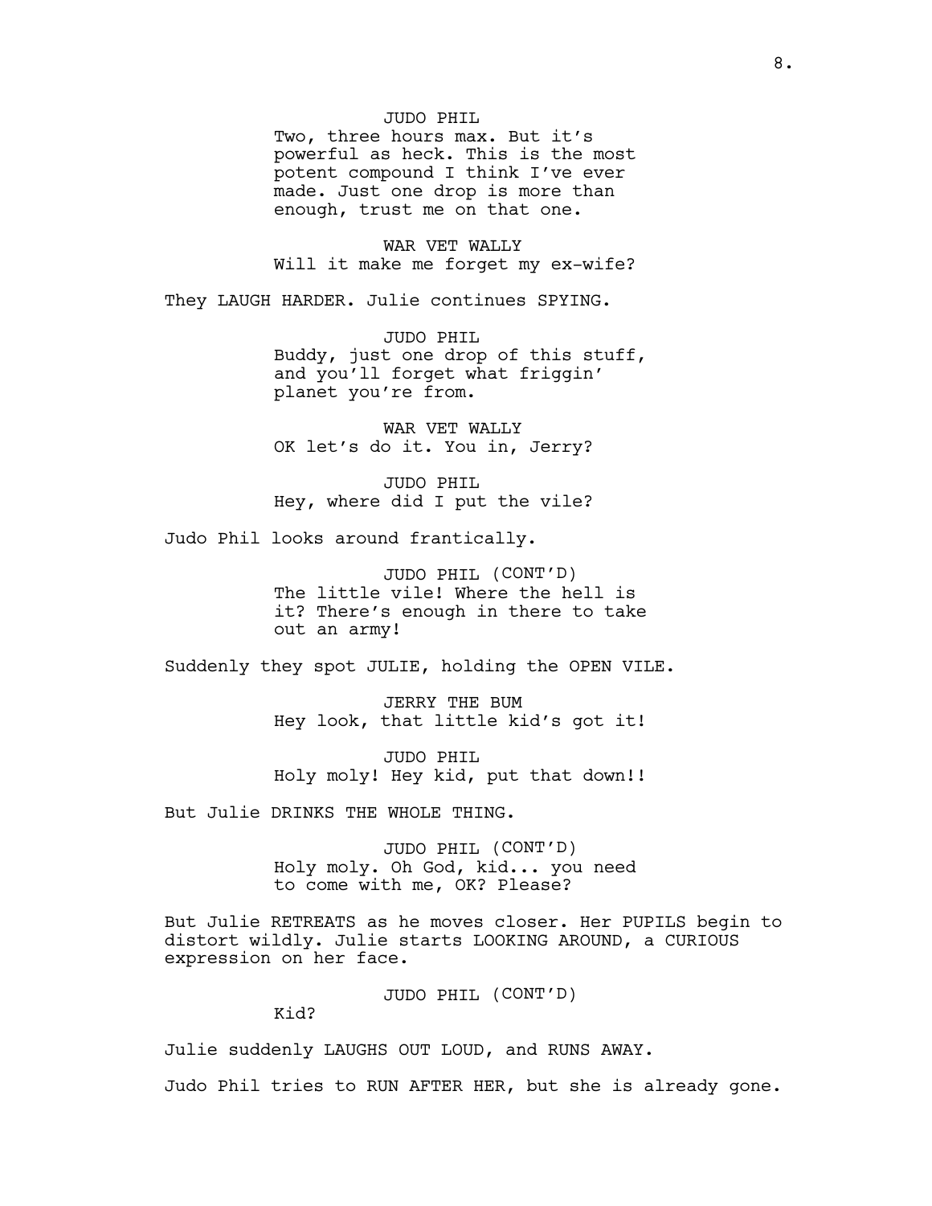JUDO PHIL
Two, three hours max. But it's powerful as heck. This is the most potent compound I think I've ever made. Just one drop is more than enough, trust me on that one.

WAR VET WALLY
Will it make me forget my ex-wife?

They LAUGH HARDER. Julie continues SPYING.

JUDO PHIL
Buddy, just one drop of this stuff, and you'll forget what friggin' planet you're from.

WAR VET WALLY
OK let's do it. You in, Jerry?

JUDO PHIL
Hey, where did I put the vile?

Judo Phil looks around frantically.

JUDO PHIL (CONT'D)
The little vile! Where the hell is it? There's enough in there to take out an army!

Suddenly they spot JULIE, holding the OPEN VILE.

JERRY THE BUM
Hey look, that little kid's got it!

JUDO PHIL
Holy moly! Hey kid, put that down!!

But Julie DRINKS THE WHOLE THING.

JUDO PHIL (CONT'D)
Holy moly. Oh God, kid... you need to come with me, OK? Please?

But Julie RETREATS as he moves closer. Her PUPILS begin to distort wildly. Julie starts LOOKING AROUND, a CURIOUS expression on her face.

JUDO PHIL (CONT'D)
Kid?

Julie suddenly LAUGHS OUT LOUD, and RUNS AWAY.

Judo Phil tries to RUN AFTER HER, but she is already gone.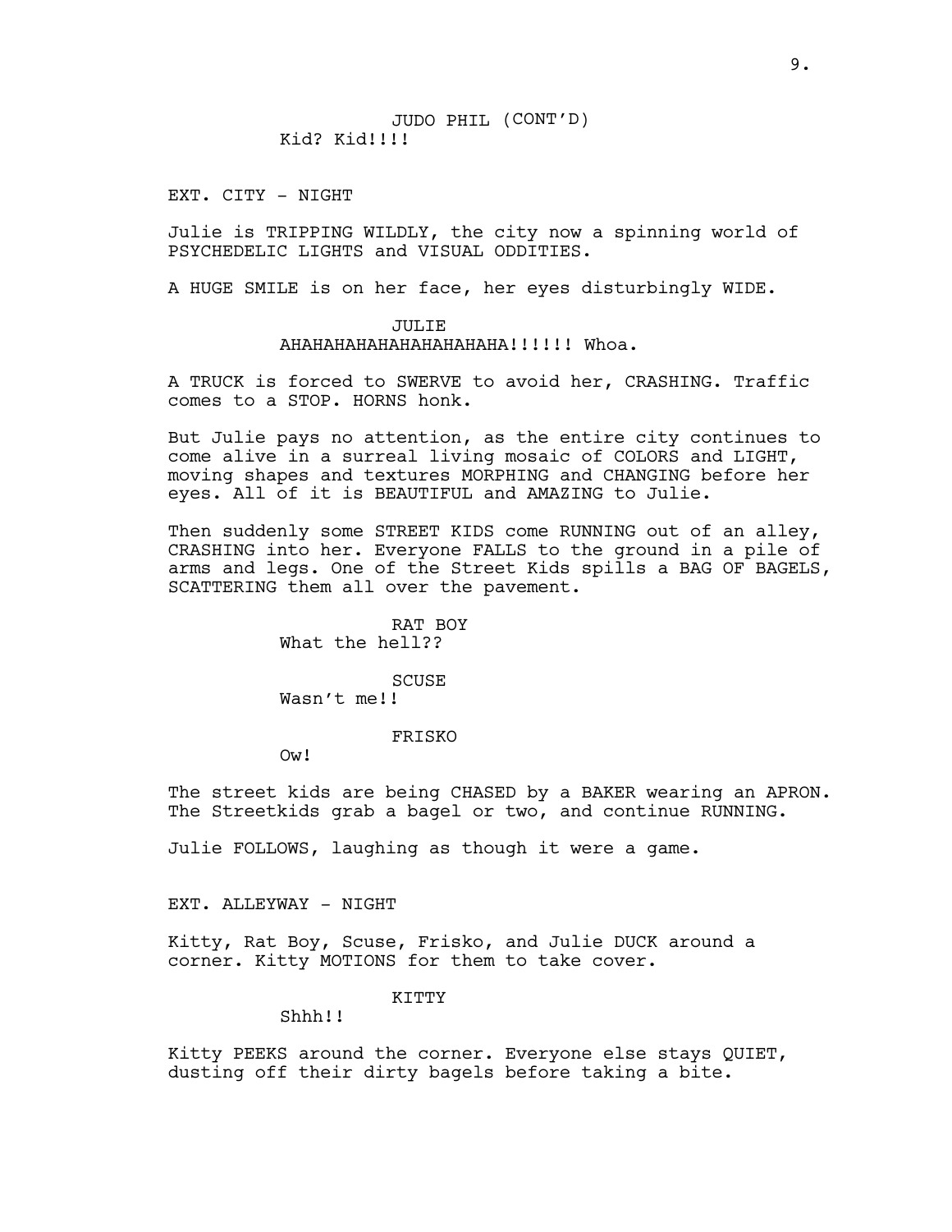JUDO PHIL (CONT'D)
Kid? Kid!!!!

EXT. CITY - NIGHT

Julie is TRIPPING WILDLY, the city now a spinning world of PSYCHEDELIC LIGHTS and VISUAL ODDITIES.

A HUGE SMILE is on her face, her eyes disturbingly WIDE.

JULIE
AHAHAHAHAHAHAHAHAHAHA!!!!!! Whoa.

A TRUCK is forced to SWERVE to avoid her, CRASHING. Traffic comes to a STOP. HORNS honk.

But Julie pays no attention, as the entire city continues to come alive in a surreal living mosaic of COLORS and LIGHT, moving shapes and textures MORPHING and CHANGING before her eyes. All of it is BEAUTIFUL and AMAZING to Julie.

Then suddenly some STREET KIDS come RUNNING out of an alley, CRASHING into her. Everyone FALLS to the ground in a pile of arms and legs. One of the Street Kids spills a BAG OF BAGELS, SCATTERING them all over the pavement.

RAT BOY
What the hell??

SCUSE
Wasn't me!!

FRISKO
Ow!

The street kids are being CHASED by a BAKER wearing an APRON. The Streetkids grab a bagel or two, and continue RUNNING.

Julie FOLLOWS, laughing as though it were a game.

EXT. ALLEYWAY - NIGHT

Kitty, Rat Boy, Scuse, Frisko, and Julie DUCK around a corner. Kitty MOTIONS for them to take cover.

KITTY
Shhh!!

Kitty PEEKS around the corner. Everyone else stays QUIET, dusting off their dirty bagels before taking a bite.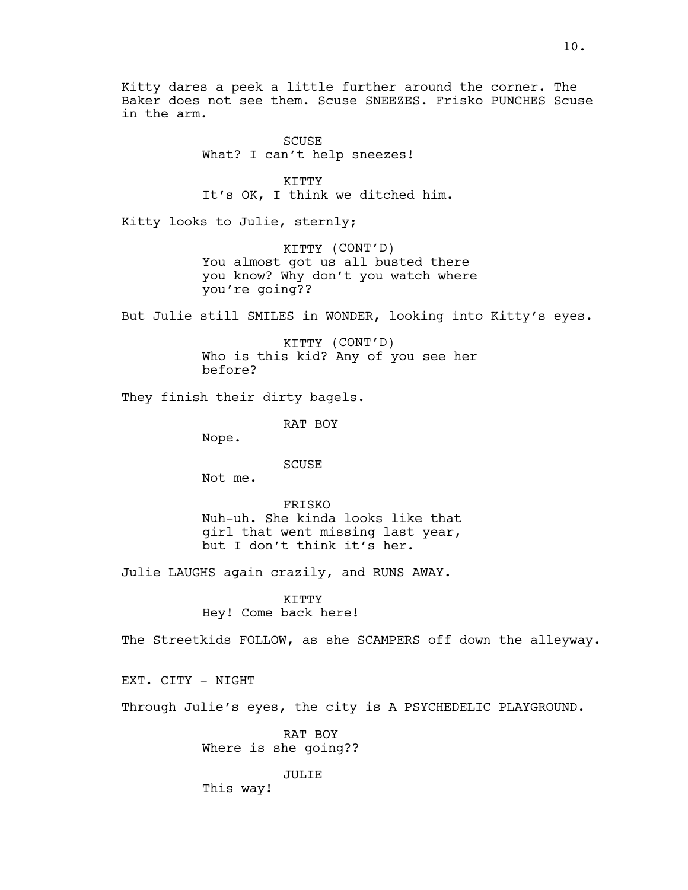Kitty dares a peek a little further around the corner. The Baker does not see them. Scuse SNEEZES. Frisko PUNCHES Scuse in the arm.

SCUSE
What? I can't help sneezes!

KITTY
It's OK, I think we ditched him.

Kitty looks to Julie, sternly;

KITTY (CONT'D)
You almost got us all busted there you know? Why don't you watch where you're going??

But Julie still SMILES in WONDER, looking into Kitty's eyes.

KITTY (CONT'D)
Who is this kid? Any of you see her before?

They finish their dirty bagels.

RAT BOY
Nope.

SCUSE
Not me.

FRISKO
Nuh-uh. She kinda looks like that girl that went missing last year, but I don't think it's her.

Julie LAUGHS again crazily, and RUNS AWAY.

KITTY
Hey! Come back here!

The Streetkids FOLLOW, as she SCAMPERS off down the alleyway.

EXT. CITY - NIGHT

Through Julie's eyes, the city is A PSYCHEDELIC PLAYGROUND.

RAT BOY
Where is she going??

JULIE
This way!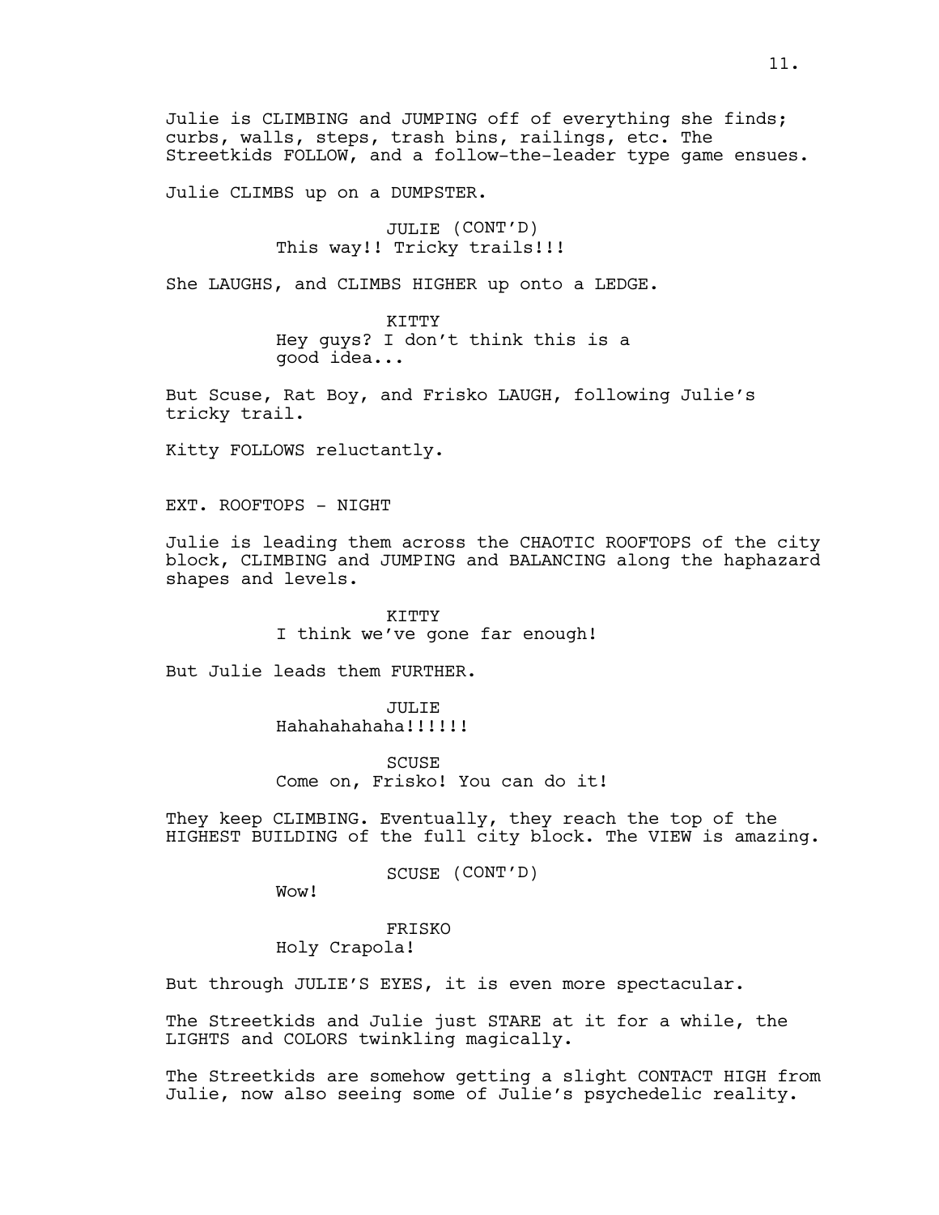Julie is CLIMBING and JUMPING off of everything she finds; curbs, walls, steps, trash bins, railings, etc. The Streetkids FOLLOW, and a follow-the-leader type game ensues.

Julie CLIMBS up on a DUMPSTER.

JULIE (CONT'D)
This way!! Tricky trails!!!

She LAUGHS, and CLIMBS HIGHER up onto a LEDGE.

KITTY
Hey guys? I don't think this is a good idea...

But Scuse, Rat Boy, and Frisko LAUGH, following Julie's tricky trail.

Kitty FOLLOWS reluctantly.

EXT. ROOFTOPS - NIGHT

Julie is leading them across the CHAOTIC ROOFTOPS of the city block, CLIMBING and JUMPING and BALANCING along the haphazard shapes and levels.

KITTY
I think we've gone far enough!

But Julie leads them FURTHER.

JULIE
Hahahahahaha!!!!!!

SCUSE
Come on, Frisko! You can do it!

They keep CLIMBING. Eventually, they reach the top of the HIGHEST BUILDING of the full city block. The VIEW is amazing.

SCUSE (CONT'D)
Wow!

FRISKO
Holy Crapola!

But through JULIE'S EYES, it is even more spectacular.

The Streetkids and Julie just STARE at it for a while, the LIGHTS and COLORS twinkling magically.

The Streetkids are somehow getting a slight CONTACT HIGH from Julie, now also seeing some of Julie's psychedelic reality.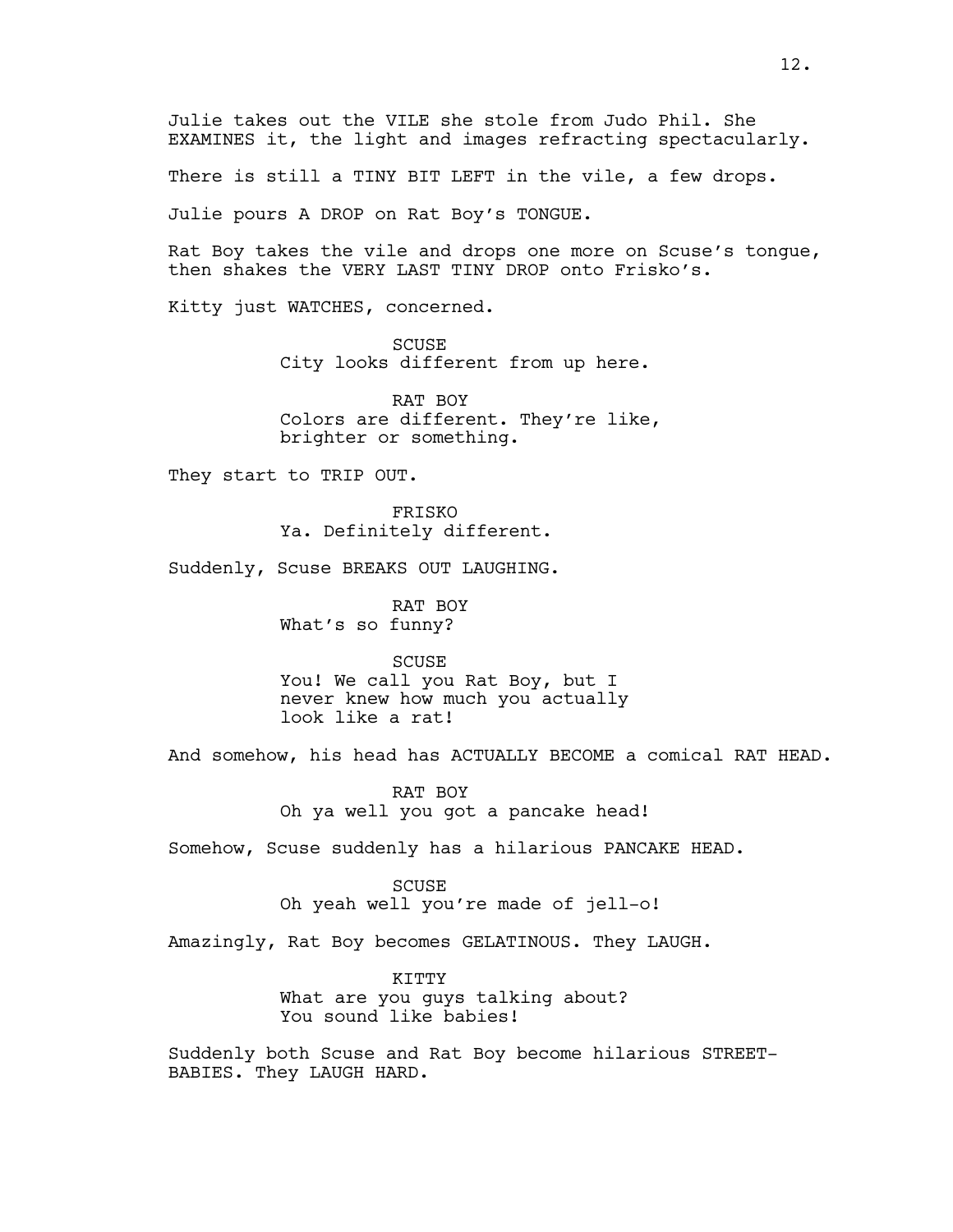Julie takes out the VILE she stole from Judo Phil. She EXAMINES it, the light and images refracting spectacularly.

There is still a TINY BIT LEFT in the vile, a few drops.

Julie pours A DROP on Rat Boy's TONGUE.

Rat Boy takes the vile and drops one more on Scuse's tongue, then shakes the VERY LAST TINY DROP onto Frisko's.

Kitty just WATCHES, concerned.

SCUSE
City looks different from up here.

RAT BOY
Colors are different. They're like, brighter or something.

They start to TRIP OUT.

FRISKO
Ya. Definitely different.

Suddenly, Scuse BREAKS OUT LAUGHING.

RAT BOY
What's so funny?

SCUSE
You! We call you Rat Boy, but I never knew how much you actually look like a rat!

And somehow, his head has ACTUALLY BECOME a comical RAT HEAD.

RAT BOY
Oh ya well you got a pancake head!

Somehow, Scuse suddenly has a hilarious PANCAKE HEAD.

SCUSE
Oh yeah well you're made of jell-o!

Amazingly, Rat Boy becomes GELATINOUS. They LAUGH.

KITTY
What are you guys talking about? You sound like babies!

Suddenly both Scuse and Rat Boy become hilarious STREET-BABIES. They LAUGH HARD.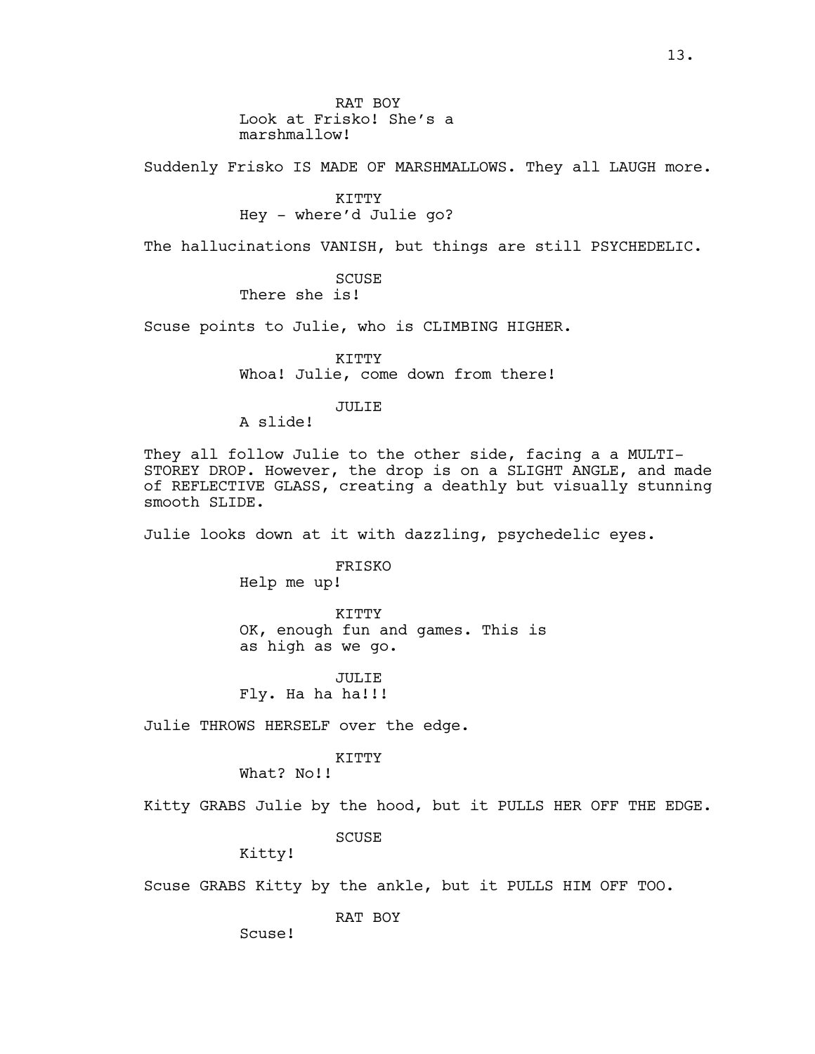RAT BOY
Look at Frisko! She's a marshmallow!

Suddenly Frisko IS MADE OF MARSHMALLOWS. They all LAUGH more.

KITTY
Hey - where'd Julie go?

The hallucinations VANISH, but things are still PSYCHEDELIC.

SCUSE
There she is!

Scuse points to Julie, who is CLIMBING HIGHER.

KITTY
Whoa! Julie, come down from there!

JULIE
A slide!

They all follow Julie to the other side, facing a a MULTI-STOREY DROP. However, the drop is on a SLIGHT ANGLE, and made of REFLECTIVE GLASS, creating a deathly but visually stunning smooth SLIDE.

Julie looks down at it with dazzling, psychedelic eyes.

FRISKO
Help me up!

KITTY
OK, enough fun and games. This is as high as we go.

JULIE
Fly. Ha ha ha!!!

Julie THROWS HERSELF over the edge.

KITTY
What? No!!

Kitty GRABS Julie by the hood, but it PULLS HER OFF THE EDGE.

SCUSE
Kitty!

Scuse GRABS Kitty by the ankle, but it PULLS HIM OFF TOO.

RAT BOY
Scuse!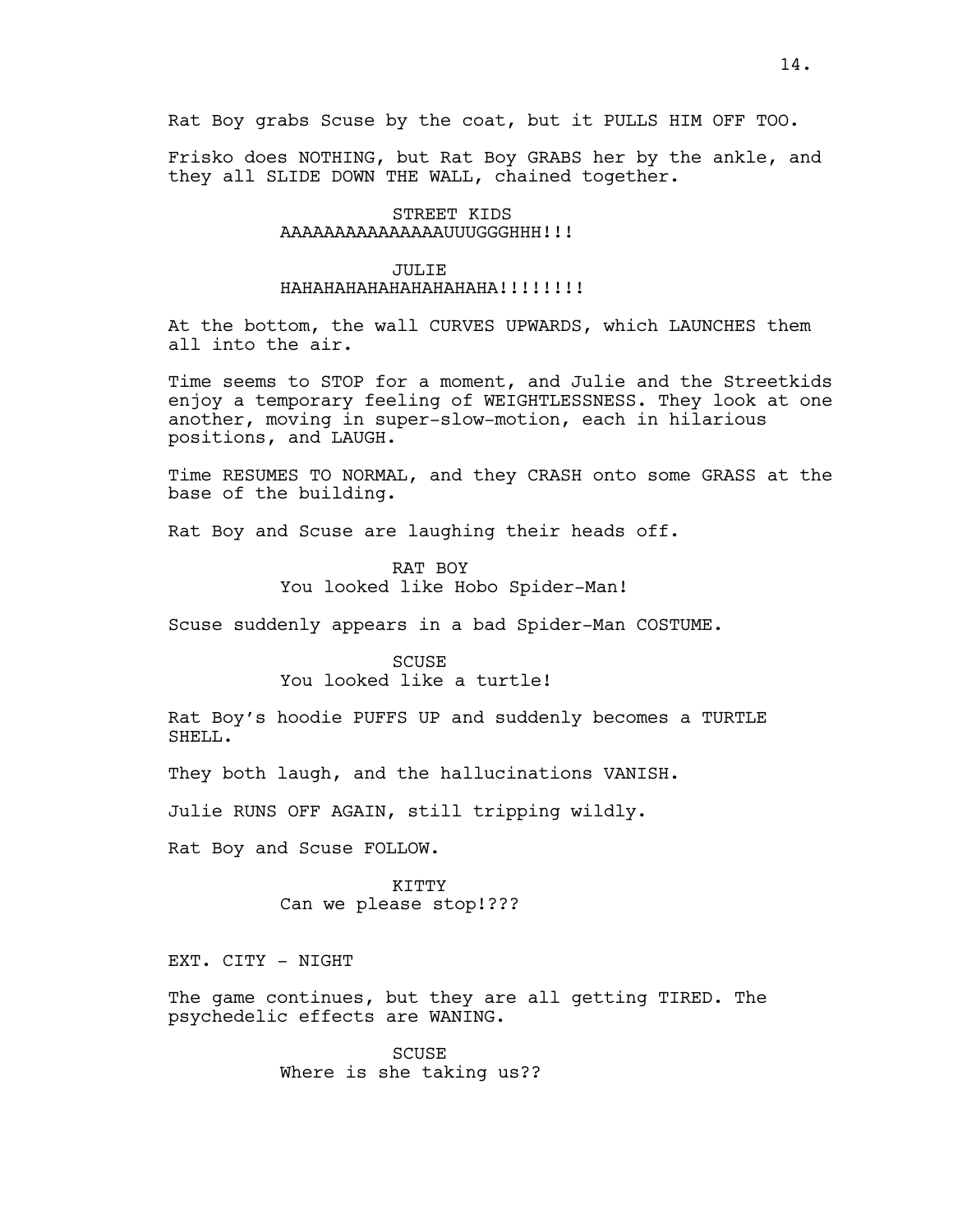Rat Boy grabs Scuse by the coat, but it PULLS HIM OFF TOO.

Frisko does NOTHING, but Rat Boy GRABS her by the ankle, and they all SLIDE DOWN THE WALL, chained together.

STREET KIDS
AAAAAAAAAAAAAAAUUUGGGHHH!!!

JULIE
HAHAHAHAHAHAHAHAHAHAHA!!!!!!!!

At the bottom, the wall CURVES UPWARDS, which LAUNCHES them all into the air.

Time seems to STOP for a moment, and Julie and the Streetkids enjoy a temporary feeling of WEIGHTLESSNESS. They look at one another, moving in super-slow-motion, each in hilarious positions, and LAUGH.

Time RESUMES TO NORMAL, and they CRASH onto some GRASS at the base of the building.

Rat Boy and Scuse are laughing their heads off.

RAT BOY
You looked like Hobo Spider-Man!

Scuse suddenly appears in a bad Spider-Man COSTUME.

SCUSE
You looked like a turtle!

Rat Boy's hoodie PUFFS UP and suddenly becomes a TURTLE SHELL.

They both laugh, and the hallucinations VANISH.

Julie RUNS OFF AGAIN, still tripping wildly.

Rat Boy and Scuse FOLLOW.

KITTY
Can we please stop!???

EXT. CITY - NIGHT

The game continues, but they are all getting TIRED. The psychedelic effects are WANING.

SCUSE
Where is she taking us??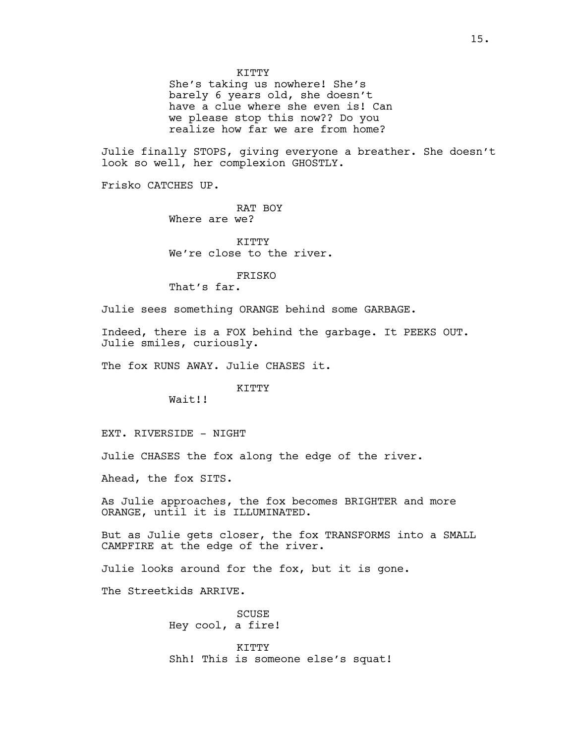KITTY
She's taking us nowhere! She's barely 6 years old, she doesn't have a clue where she even is! Can we please stop this now?? Do you realize how far we are from home?

Julie finally STOPS, giving everyone a breather. She doesn't look so well, her complexion GHOSTLY.

Frisko CATCHES UP.

RAT BOY
Where are we?

KITTY
We're close to the river.

FRISKO
That's far.

Julie sees something ORANGE behind some GARBAGE.

Indeed, there is a FOX behind the garbage. It PEEKS OUT. Julie smiles, curiously.

The fox RUNS AWAY. Julie CHASES it.

KITTY
Wait!!

EXT. RIVERSIDE - NIGHT

Julie CHASES the fox along the edge of the river.

Ahead, the fox SITS.

As Julie approaches, the fox becomes BRIGHTER and more ORANGE, until it is ILLUMINATED.

But as Julie gets closer, the fox TRANSFORMS into a SMALL CAMPFIRE at the edge of the river.

Julie looks around for the fox, but it is gone.

The Streetkids ARRIVE.

SCUSE
Hey cool, a fire!

KITTY
Shh! This is someone else's squat!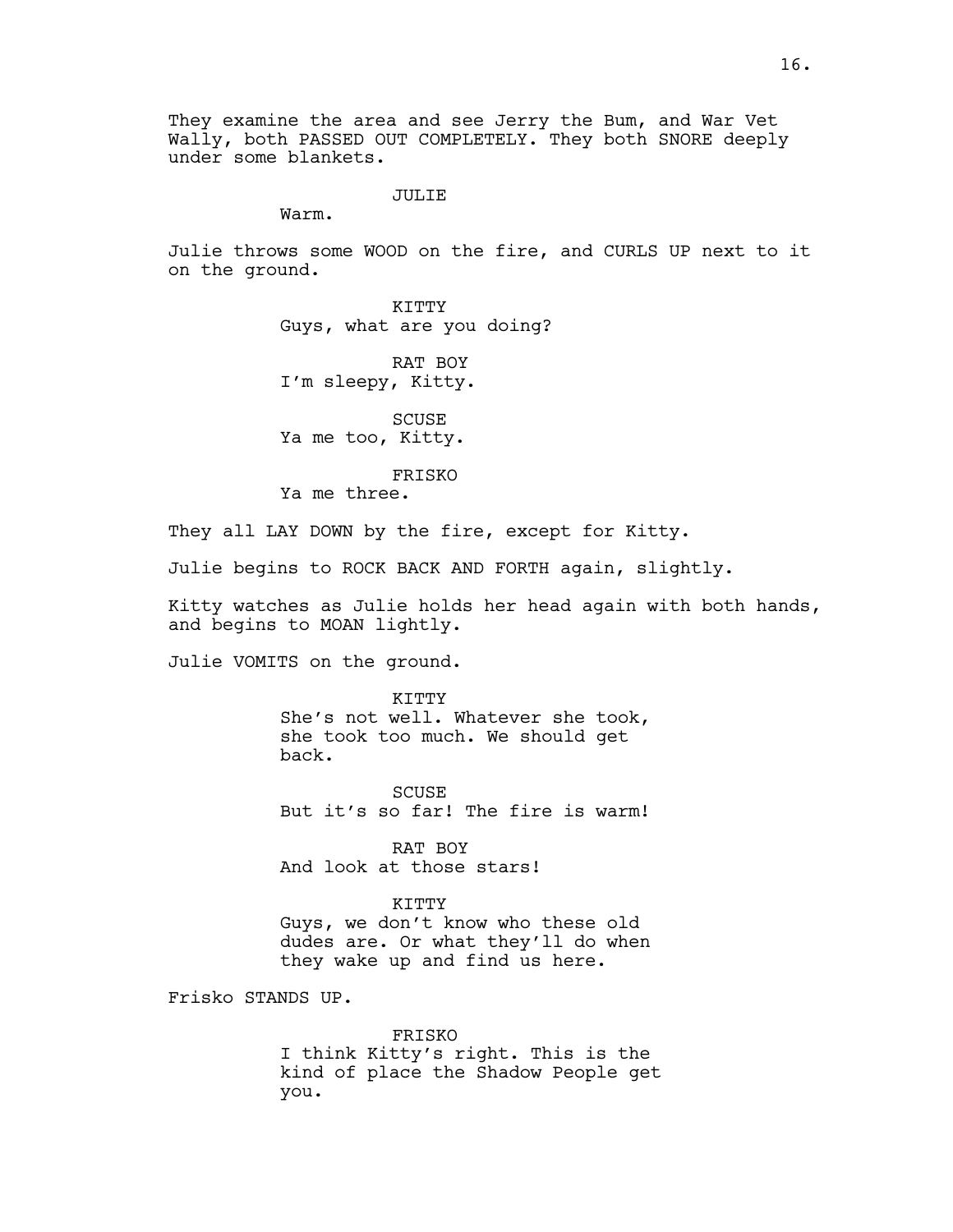They examine the area and see Jerry the Bum, and War Vet Wally, both PASSED OUT COMPLETELY. They both SNORE deeply under some blankets.

JULIE
Warm.

Julie throws some WOOD on the fire, and CURLS UP next to it on the ground.

KITTY
Guys, what are you doing?

RAT BOY
I'm sleepy, Kitty.

SCUSE
Ya me too, Kitty.

FRISKO
Ya me three.

They all LAY DOWN by the fire, except for Kitty.

Julie begins to ROCK BACK AND FORTH again, slightly.

Kitty watches as Julie holds her head again with both hands, and begins to MOAN lightly.

Julie VOMITS on the ground.

KITTY
She's not well. Whatever she took, she took too much. We should get back.

SCUSE
But it's so far! The fire is warm!

RAT BOY
And look at those stars!

KITTY
Guys, we don't know who these old dudes are. Or what they'll do when they wake up and find us here.

Frisko STANDS UP.

FRISKO
I think Kitty's right. This is the kind of place the Shadow People get you.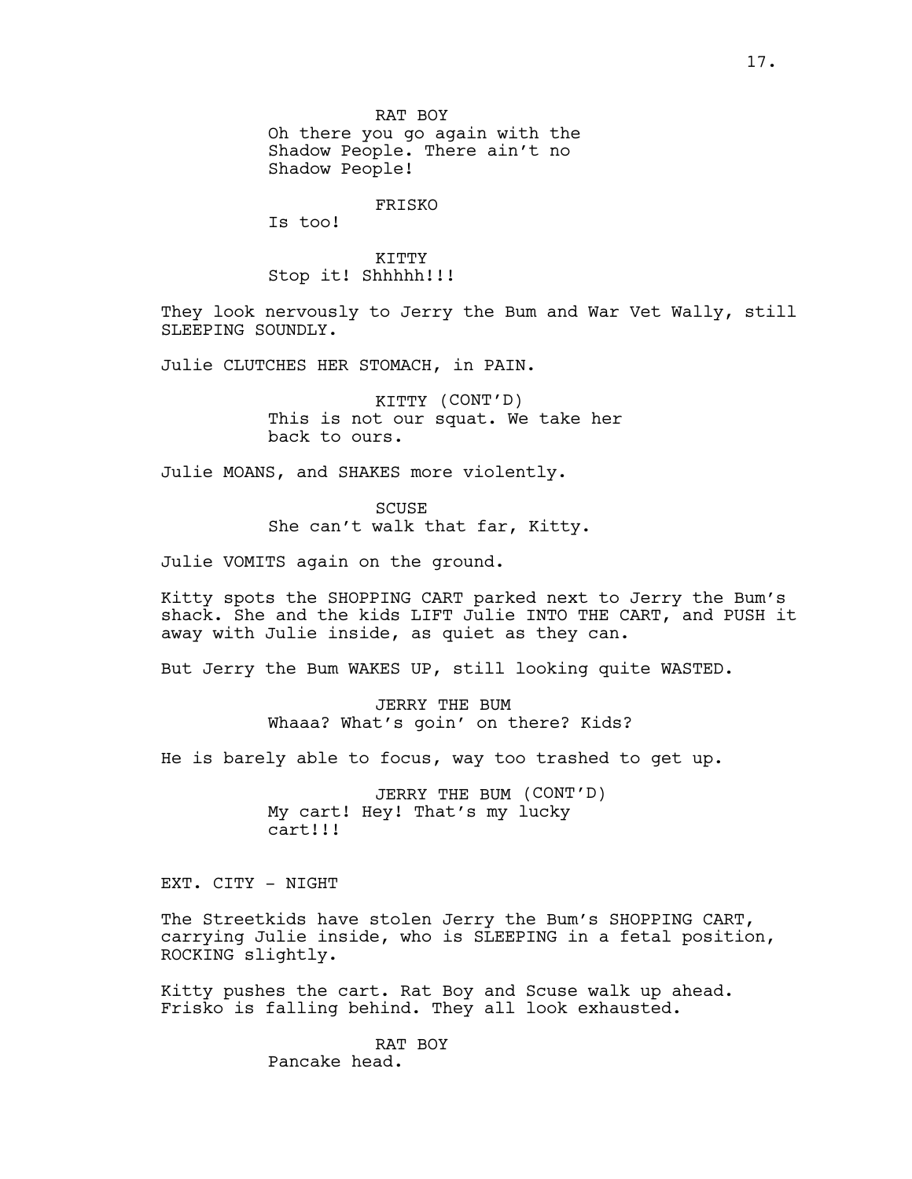RAT BOY
Oh there you go again with the Shadow People. There ain't no Shadow People!

FRISKO
Is too!

KITTY
Stop it! Shhhhh!!!

They look nervously to Jerry the Bum and War Vet Wally, still SLEEPING SOUNDLY.

Julie CLUTCHES HER STOMACH, in PAIN.

KITTY (CONT'D)
This is not our squat. We take her back to ours.

Julie MOANS, and SHAKES more violently.

SCUSE
She can't walk that far, Kitty.

Julie VOMITS again on the ground.

Kitty spots the SHOPPING CART parked next to Jerry the Bum's shack. She and the kids LIFT Julie INTO THE CART, and PUSH it away with Julie inside, as quiet as they can.

But Jerry the Bum WAKES UP, still looking quite WASTED.

JERRY THE BUM
Whaaa? What's goin' on there? Kids?

He is barely able to focus, way too trashed to get up.

JERRY THE BUM (CONT'D)
My cart! Hey! That's my lucky cart!!!

EXT. CITY - NIGHT

The Streetkids have stolen Jerry the Bum's SHOPPING CART, carrying Julie inside, who is SLEEPING in a fetal position, ROCKING slightly.

Kitty pushes the cart. Rat Boy and Scuse walk up ahead. Frisko is falling behind. They all look exhausted.

RAT BOY
Pancake head.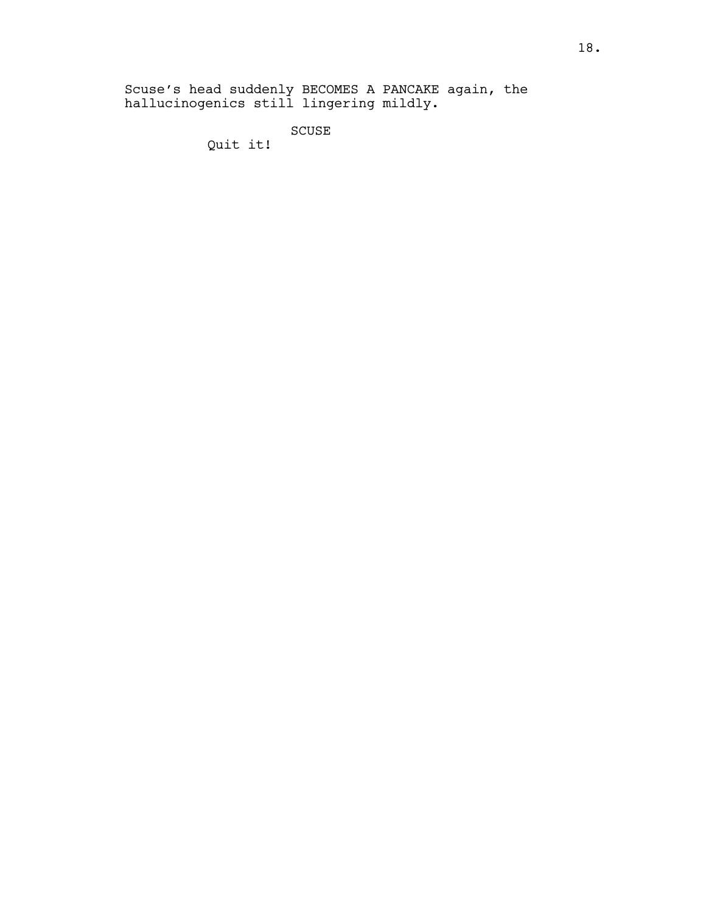Scuse's head suddenly BECOMES A PANCAKE again, the hallucinogenics still lingering mildly.

SCUSE

Quit it!